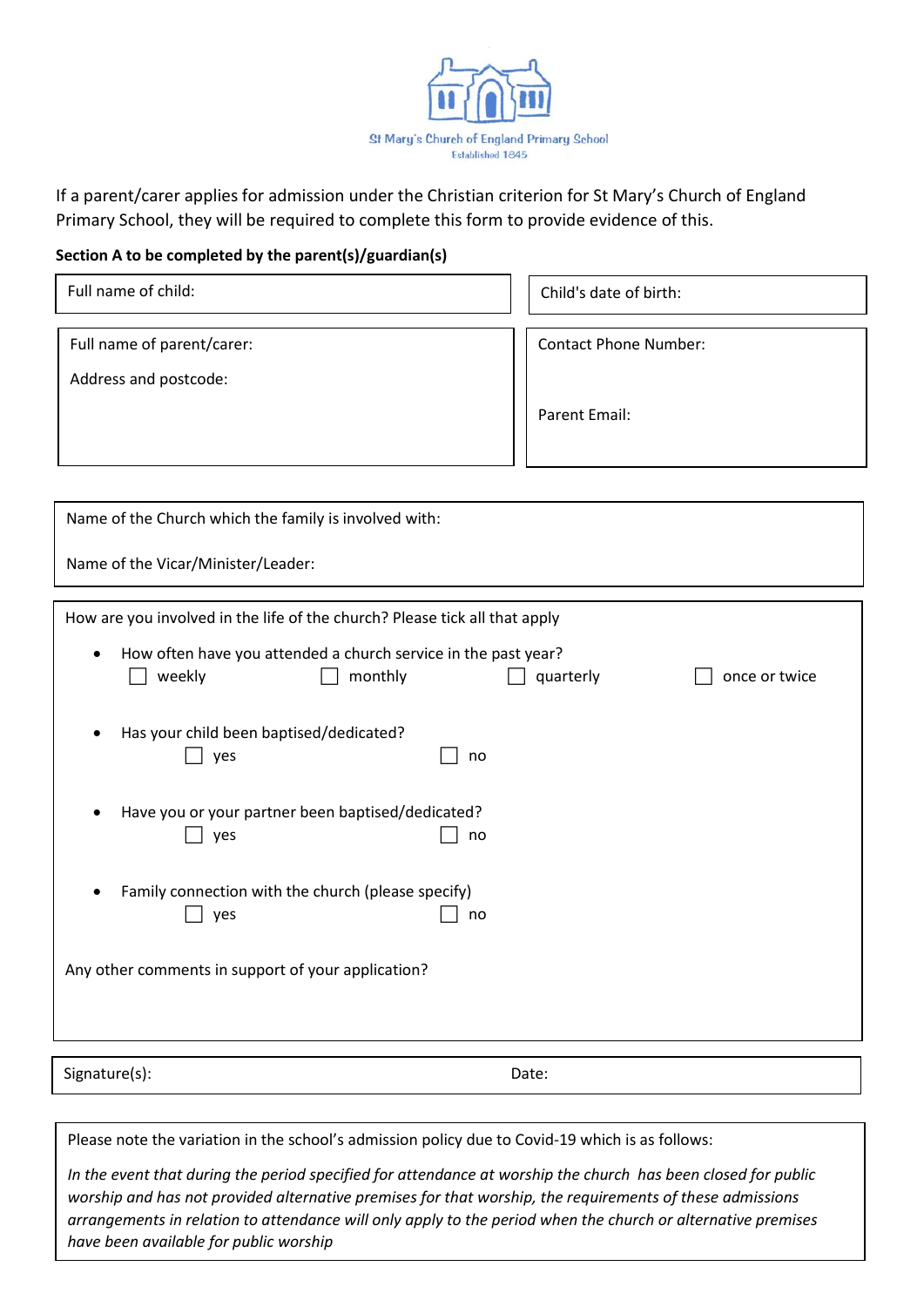St Mary's Church of England Primary School
Established 1845

If a parent/carer applies for admission under the Christian criterion for St Mary's Church of England Primary School, they will be required to complete this form to provide evidence of this.

**Section A to be completed by the parent(s)/guardian(s)**

| Full name of child: | Child's date of birth: |
|---|---|

| Full name of parent/carer:<br><br>Address and postcode: | Contact Phone Number:<br><br>Parent Email: |
|---|---|

Name of the Church which the family is involved with:

Name of the Vicar/Minister/Leader:

How are you involved in the life of the church? Please tick all that apply

- How often have you attended a church service in the past year?
  ☐ weekly ☐ monthly ☐ quarterly ☐ once or twice
- Has your child been baptised/dedicated?
  ☐ yes ☐ no
- Have you or your partner been baptised/dedicated?
  ☐ yes ☐ no
- Family connection with the church (please specify)
  ☐ yes ☐ no

Any other comments in support of your application?

| Signature(s): | Date: |
|---|---|

Please note the variation in the school's admission policy due to Covid-19 which is as follows:

*In the event that during the period specified for attendance at worship the church has been closed for public worship and has not provided alternative premises for that worship, the requirements of these admissions arrangements in relation to attendance will only apply to the period when the church or alternative premises have been available for public worship*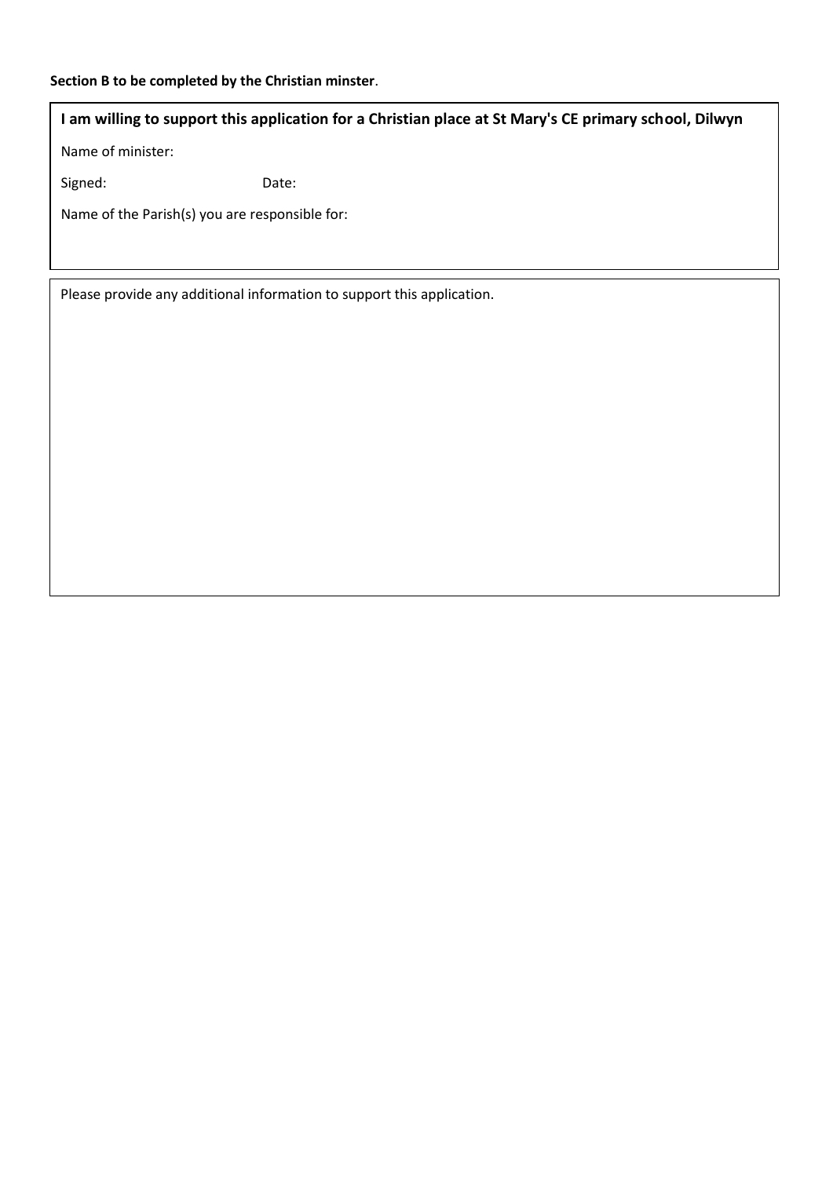**Section B to be completed by the Christian minster**.

**I am willing to support this application for a Christian place at St Mary's CE primary school, Dilwyn**

Name of minister:

Signed: Date:

Name of the Parish(s) you are responsible for:

Please provide any additional information to support this application.